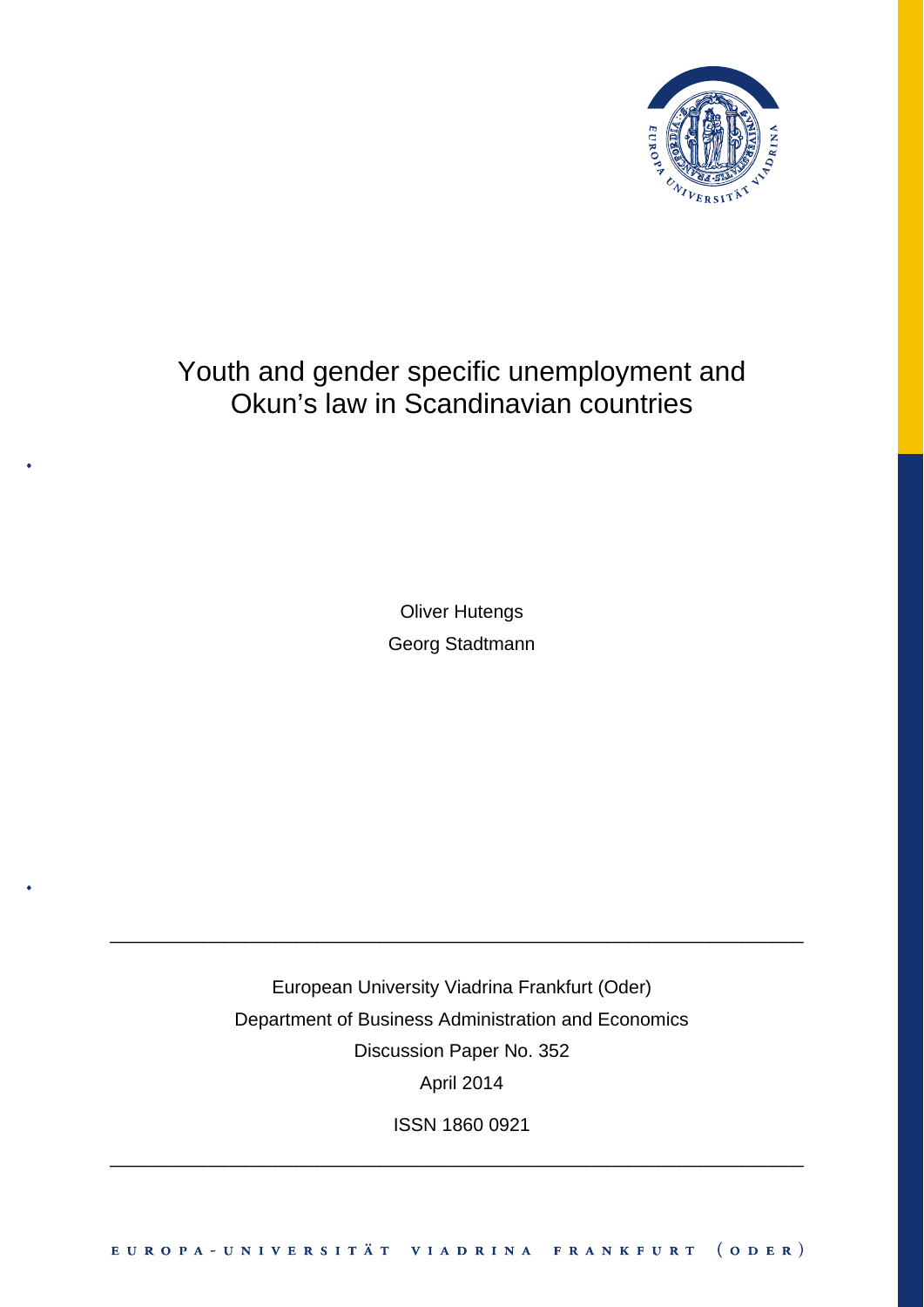# Youth and gender specific unemployment and Okun's law in Scandinavian countries

Oliver Hutengs

Georg Stadtmann

---

European University Viadrina Frankfurt (Oder)

Department of Business Administration and Economics

Discussion Paper No. 352

April 2014

ISSN 1860 0921

---

EUROPA-UNIVERSITÄT VIADRINA FRANKFURT (ODER)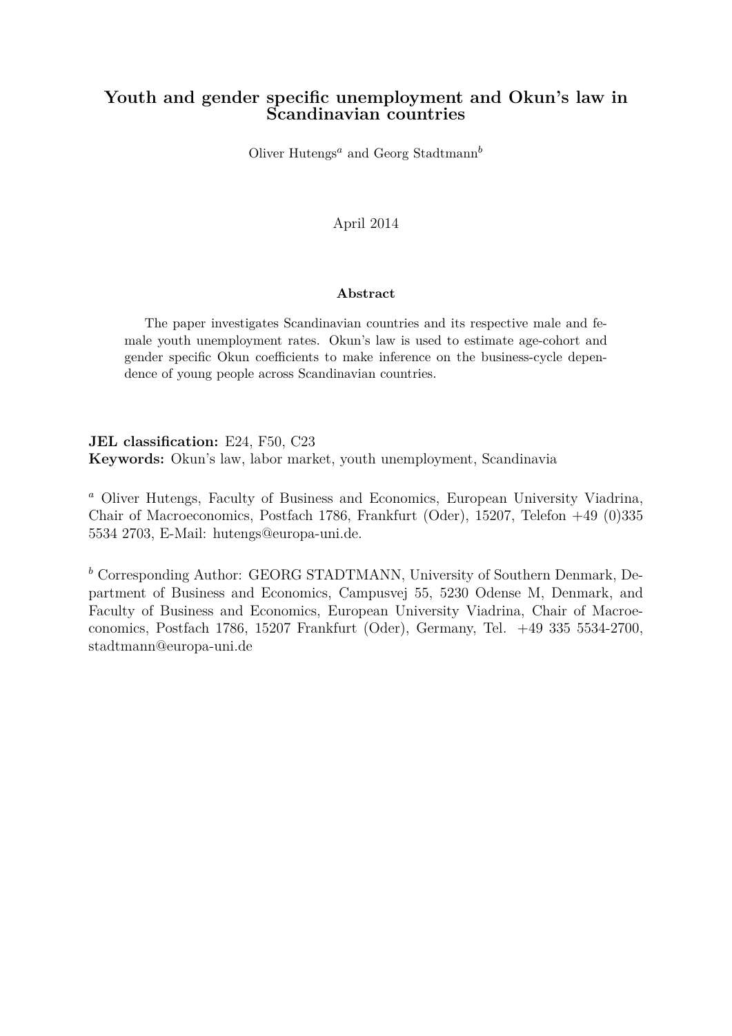# Youth and gender specific unemployment and Okun's law in Scandinavian countries

Oliver Hutengs[a] and Georg Stadtmann[b]

April 2014

**Abstract**

The paper investigates Scandinavian countries and its respective male and female youth unemployment rates. Okun's law is used to estimate age-cohort and gender specific Okun coefficients to make inference on the business-cycle dependence of young people across Scandinavian countries.

**JEL classification:** E24, F50, C23
**Keywords:** Okun's law, labor market, youth unemployment, Scandinavia

[a] Oliver Hutengs, Faculty of Business and Economics, European University Viadrina, Chair of Macroeconomics, Postfach 1786, Frankfurt (Oder), 15207, Telefon +49 (0)335 5534 2703, E-Mail: hutengs@europa-uni.de.

[b] Corresponding Author: GEORG STADTMANN, University of Southern Denmark, Department of Business and Economics, Campusvej 55, 5230 Odense M, Denmark, and Faculty of Business and Economics, European University Viadrina, Chair of Macroeconomics, Postfach 1786, 15207 Frankfurt (Oder), Germany, Tel. +49 335 5534-2700, stadtmann@europa-uni.de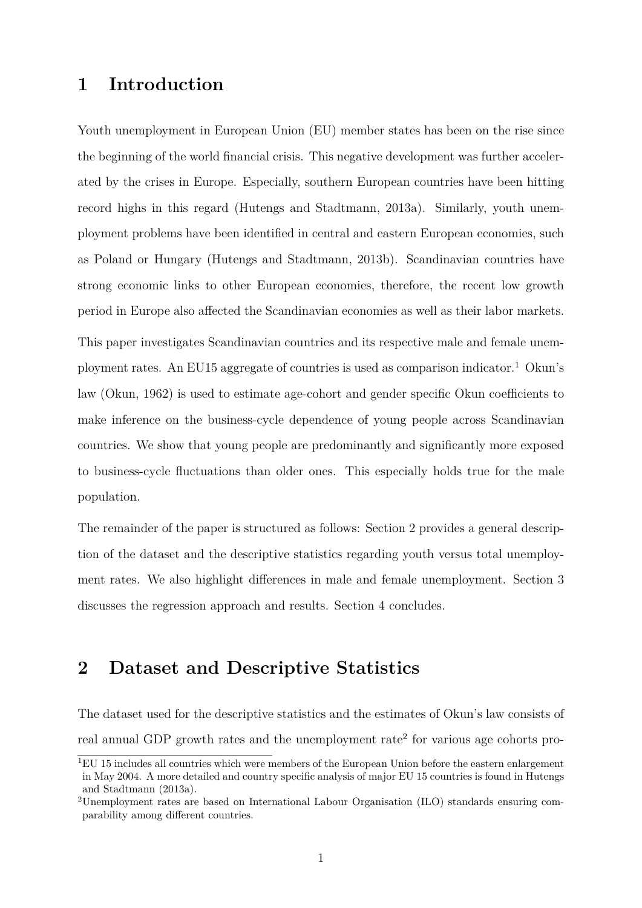# 1 Introduction

Youth unemployment in European Union (EU) member states has been on the rise since the beginning of the world financial crisis. This negative development was further accelerated by the crises in Europe. Especially, southern European countries have been hitting record highs in this regard (Hutengs and Stadtmann, 2013a). Similarly, youth unemployment problems have been identified in central and eastern European economies, such as Poland or Hungary (Hutengs and Stadtmann, 2013b). Scandinavian countries have strong economic links to other European economies, therefore, the recent low growth period in Europe also affected the Scandinavian economies as well as their labor markets.

This paper investigates Scandinavian countries and its respective male and female unemployment rates. An EU15 aggregate of countries is used as comparison indicator.[1] Okun's law (Okun, 1962) is used to estimate age-cohort and gender specific Okun coefficients to make inference on the business-cycle dependence of young people across Scandinavian countries. We show that young people are predominantly and significantly more exposed to business-cycle fluctuations than older ones. This especially holds true for the male population.

The remainder of the paper is structured as follows: Section 2 provides a general description of the dataset and the descriptive statistics regarding youth versus total unemployment rates. We also highlight differences in male and female unemployment. Section 3 discusses the regression approach and results. Section 4 concludes.

# 2 Dataset and Descriptive Statistics

The dataset used for the descriptive statistics and the estimates of Okun's law consists of real annual GDP growth rates and the unemployment rate[2] for various age cohorts pro-

[1] EU 15 includes all countries which were members of the European Union before the eastern enlargement in May 2004. A more detailed and country specific analysis of major EU 15 countries is found in Hutengs and Stadtmann (2013a).

[2] Unemployment rates are based on International Labour Organisation (ILO) standards ensuring comparability among different countries.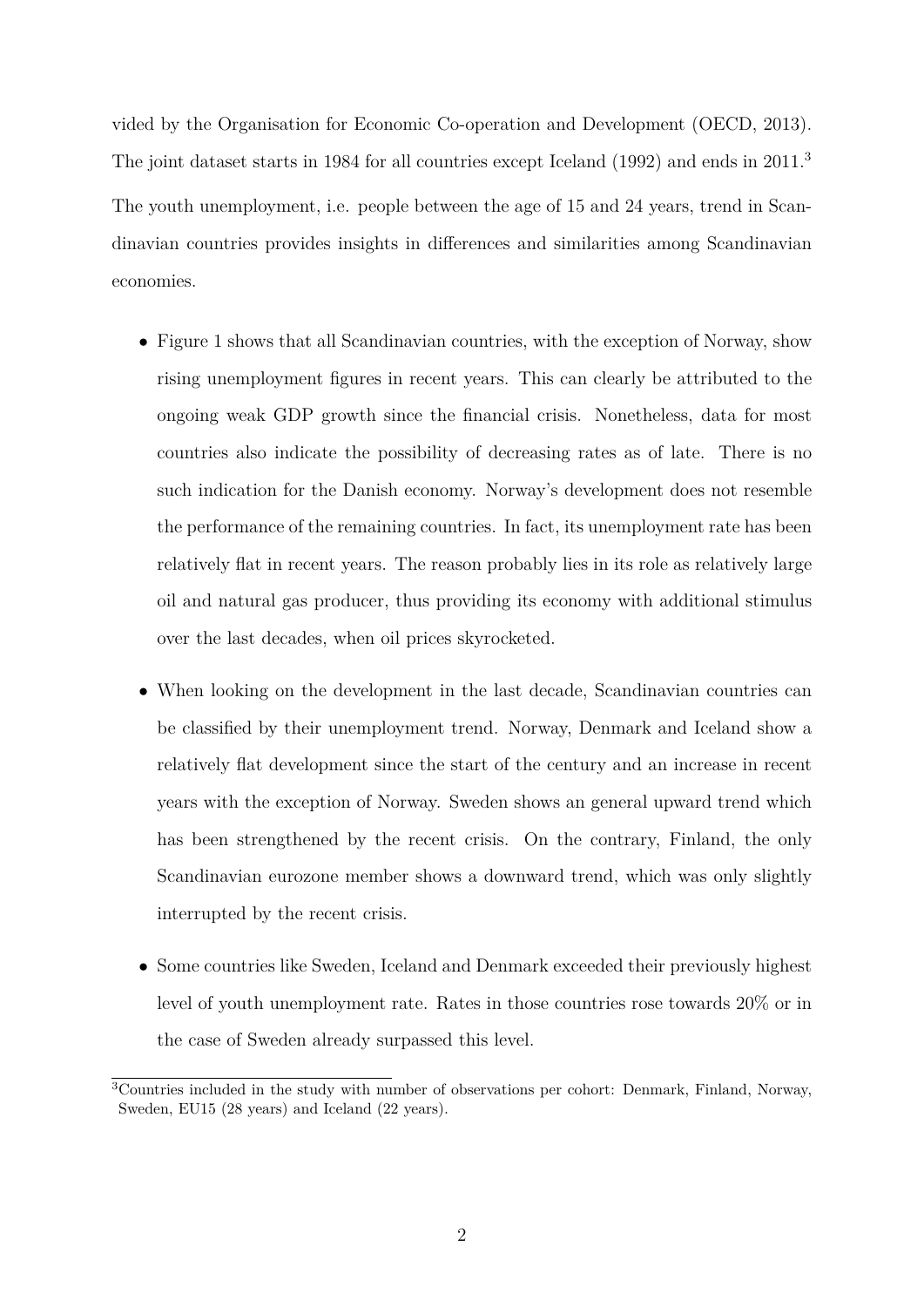vided by the Organisation for Economic Co-operation and Development (OECD, 2013). The joint dataset starts in 1984 for all countries except Iceland (1992) and ends in 2011.[3]

The youth unemployment, i.e. people between the age of 15 and 24 years, trend in Scandinavian countries provides insights in differences and similarities among Scandinavian economies.

- Figure 1 shows that all Scandinavian countries, with the exception of Norway, show rising unemployment figures in recent years. This can clearly be attributed to the ongoing weak GDP growth since the financial crisis. Nonetheless, data for most countries also indicate the possibility of decreasing rates as of late. There is no such indication for the Danish economy. Norway's development does not resemble the performance of the remaining countries. In fact, its unemployment rate has been relatively flat in recent years. The reason probably lies in its role as relatively large oil and natural gas producer, thus providing its economy with additional stimulus over the last decades, when oil prices skyrocketed.
- When looking on the development in the last decade, Scandinavian countries can be classified by their unemployment trend. Norway, Denmark and Iceland show a relatively flat development since the start of the century and an increase in recent years with the exception of Norway. Sweden shows an general upward trend which has been strengthened by the recent crisis. On the contrary, Finland, the only Scandinavian eurozone member shows a downward trend, which was only slightly interrupted by the recent crisis.
- Some countries like Sweden, Iceland and Denmark exceeded their previously highest level of youth unemployment rate. Rates in those countries rose towards 20% or in the case of Sweden already surpassed this level.

[3]Countries included in the study with number of observations per cohort: Denmark, Finland, Norway, Sweden, EU15 (28 years) and Iceland (22 years).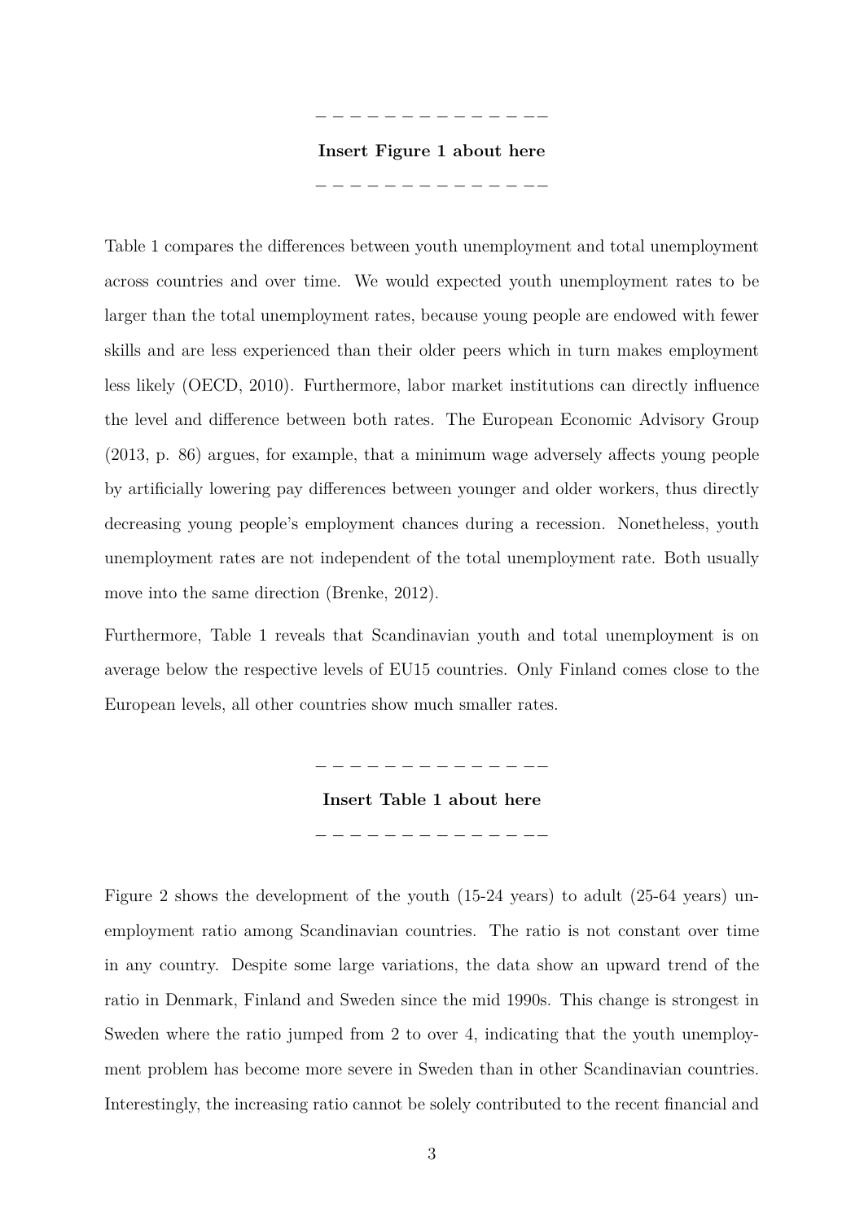– – – – – – – – – – – – – –

**Insert Figure 1 about here**

– – – – – – – – – – – – – –

Table 1 compares the differences between youth unemployment and total unemployment across countries and over time. We would expected youth unemployment rates to be larger than the total unemployment rates, because young people are endowed with fewer skills and are less experienced than their older peers which in turn makes employment less likely (OECD, 2010). Furthermore, labor market institutions can directly influence the level and difference between both rates. The European Economic Advisory Group (2013, p. 86) argues, for example, that a minimum wage adversely affects young people by artificially lowering pay differences between younger and older workers, thus directly decreasing young people's employment chances during a recession. Nonetheless, youth unemployment rates are not independent of the total unemployment rate. Both usually move into the same direction (Brenke, 2012).

Furthermore, Table 1 reveals that Scandinavian youth and total unemployment is on average below the respective levels of EU15 countries. Only Finland comes close to the European levels, all other countries show much smaller rates.

– – – – – – – – – – – – – –

**Insert Table 1 about here**

– – – – – – – – – – – – – –

Figure 2 shows the development of the youth (15-24 years) to adult (25-64 years) unemployment ratio among Scandinavian countries. The ratio is not constant over time in any country. Despite some large variations, the data show an upward trend of the ratio in Denmark, Finland and Sweden since the mid 1990s. This change is strongest in Sweden where the ratio jumped from 2 to over 4, indicating that the youth unemployment problem has become more severe in Sweden than in other Scandinavian countries. Interestingly, the increasing ratio cannot be solely contributed to the recent financial and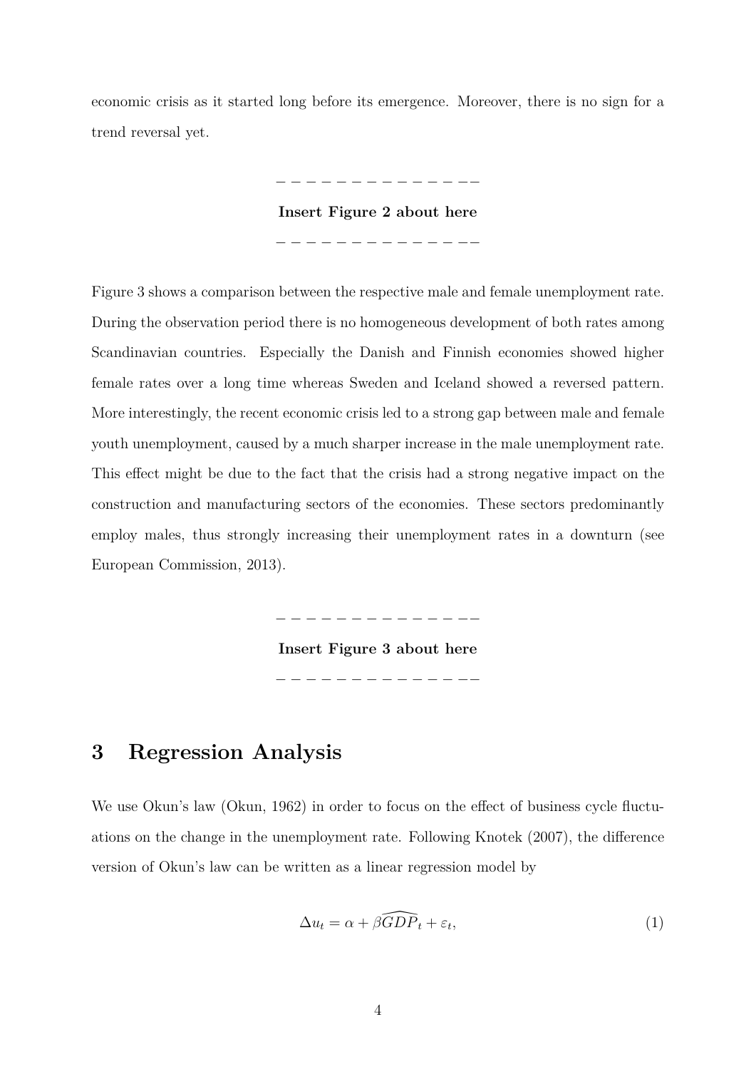economic crisis as it started long before its emergence. Moreover, there is no sign for a trend reversal yet.

– – – – – – – – – – – – – – –

**Insert Figure 2 about here**

– – – – – – – – – – – – – – –

Figure 3 shows a comparison between the respective male and female unemployment rate. During the observation period there is no homogeneous development of both rates among Scandinavian countries. Especially the Danish and Finnish economies showed higher female rates over a long time whereas Sweden and Iceland showed a reversed pattern. More interestingly, the recent economic crisis led to a strong gap between male and female youth unemployment, caused by a much sharper increase in the male unemployment rate. This effect might be due to the fact that the crisis had a strong negative impact on the construction and manufacturing sectors of the economies. These sectors predominantly employ males, thus strongly increasing their unemployment rates in a downturn (see European Commission, 2013).

– – – – – – – – – – – – – – –

**Insert Figure 3 about here**

– – – – – – – – – – – – – – –

# 3 Regression Analysis

We use Okun's law (Okun, 1962) in order to focus on the effect of business cycle fluctuations on the change in the unemployment rate. Following Knotek (2007), the difference version of Okun's law can be written as a linear regression model by

$$\Delta u_t = \alpha + \beta \widehat{GDP}_t + \varepsilon_t, \tag{1}$$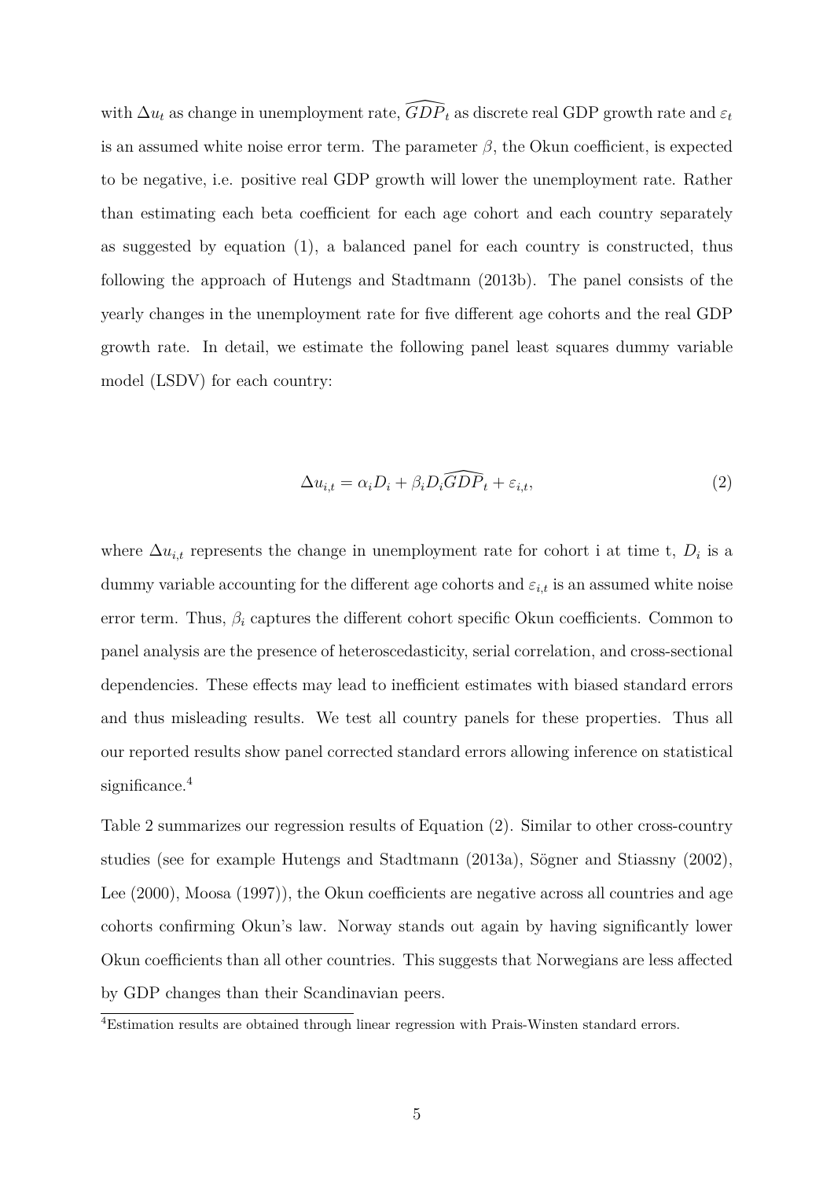with $\Delta u_t$ as change in unemployment rate, $\widehat{GDP}_t$ as discrete real GDP growth rate and $\varepsilon_t$ is an assumed white noise error term. The parameter $\beta$, the Okun coefficient, is expected to be negative, i.e. positive real GDP growth will lower the unemployment rate. Rather than estimating each beta coefficient for each age cohort and each country separately as suggested by equation (1), a balanced panel for each country is constructed, thus following the approach of Hutengs and Stadtmann (2013b). The panel consists of the yearly changes in the unemployment rate for five different age cohorts and the real GDP growth rate. In detail, we estimate the following panel least squares dummy variable model (LSDV) for each country:

$$\Delta u_{i,t} = \alpha_i D_i + \beta_i D_i \widehat{GDP}_t + \varepsilon_{i,t}, \tag{2}$$

where $\Delta u_{i,t}$ represents the change in unemployment rate for cohort i at time t, $D_i$ is a dummy variable accounting for the different age cohorts and $\varepsilon_{i,t}$ is an assumed white noise error term. Thus, $\beta_i$ captures the different cohort specific Okun coefficients. Common to panel analysis are the presence of heteroscedasticity, serial correlation, and cross-sectional dependencies. These effects may lead to inefficient estimates with biased standard errors and thus misleading results. We test all country panels for these properties. Thus all our reported results show panel corrected standard errors allowing inference on statistical significance.[4]

Table 2 summarizes our regression results of Equation (2). Similar to other cross-country studies (see for example Hutengs and Stadtmann (2013a), Sögner and Stiassny (2002), Lee (2000), Moosa (1997)), the Okun coefficients are negative across all countries and age cohorts confirming Okun's law. Norway stands out again by having significantly lower Okun coefficients than all other countries. This suggests that Norwegians are less affected by GDP changes than their Scandinavian peers.

[4]Estimation results are obtained through linear regression with Prais-Winsten standard errors.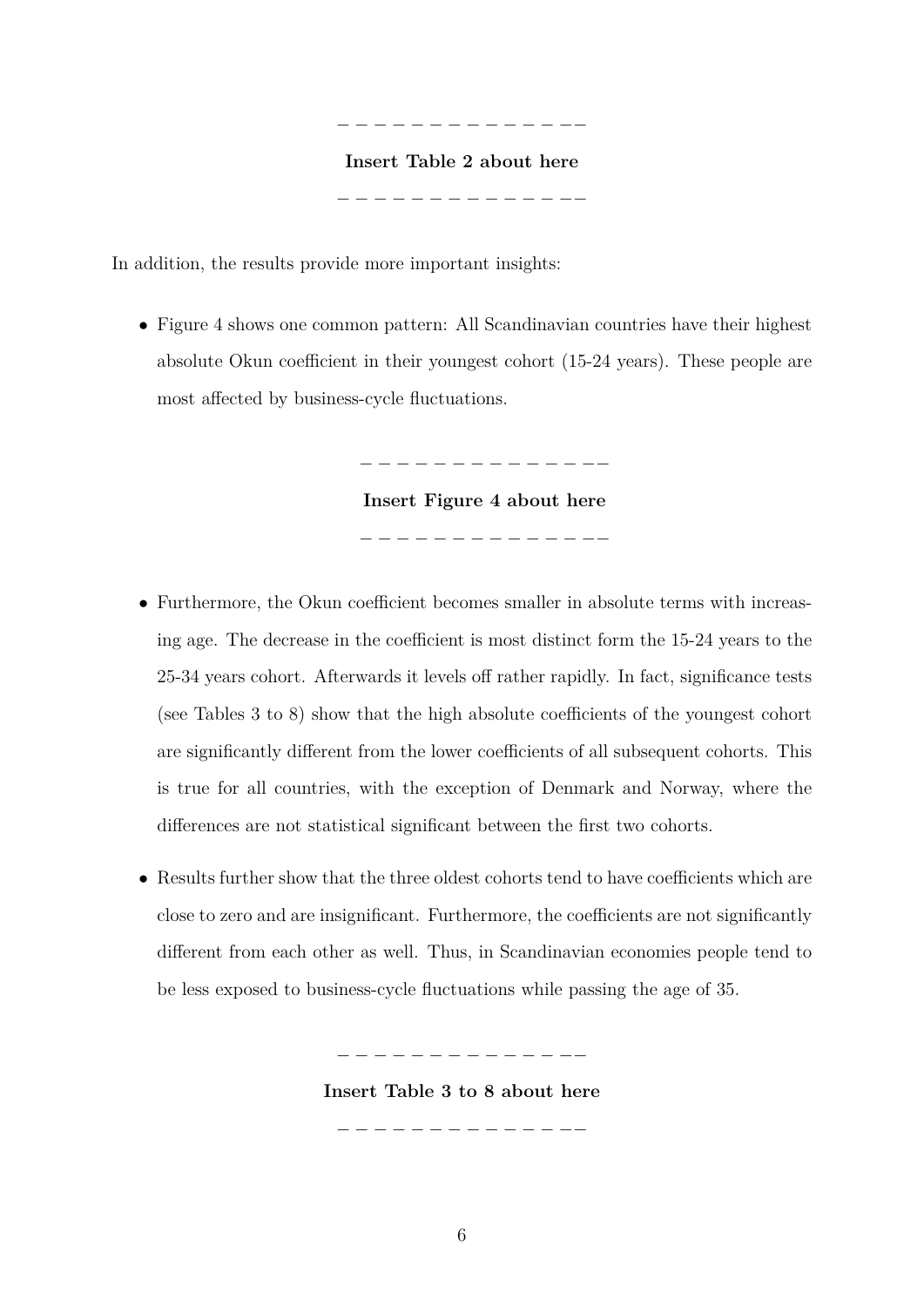– – – – – – – – – – – – – – –

**Insert Table 2 about here**

– – – – – – – – – – – – – – –

In addition, the results provide more important insights:

- Figure 4 shows one common pattern: All Scandinavian countries have their highest absolute Okun coefficient in their youngest cohort (15-24 years). These people are most affected by business-cycle fluctuations.

– – – – – – – – – – – – – – –

**Insert Figure 4 about here**

– – – – – – – – – – – – – – –

- Furthermore, the Okun coefficient becomes smaller in absolute terms with increasing age. The decrease in the coefficient is most distinct form the 15-24 years to the 25-34 years cohort. Afterwards it levels off rather rapidly. In fact, significance tests (see Tables 3 to 8) show that the high absolute coefficients of the youngest cohort are significantly different from the lower coefficients of all subsequent cohorts. This is true for all countries, with the exception of Denmark and Norway, where the differences are not statistical significant between the first two cohorts.
- Results further show that the three oldest cohorts tend to have coefficients which are close to zero and are insignificant. Furthermore, the coefficients are not significantly different from each other as well. Thus, in Scandinavian economies people tend to be less exposed to business-cycle fluctuations while passing the age of 35.

– – – – – – – – – – – – – – –

**Insert Table 3 to 8 about here**

– – – – – – – – – – – – – – –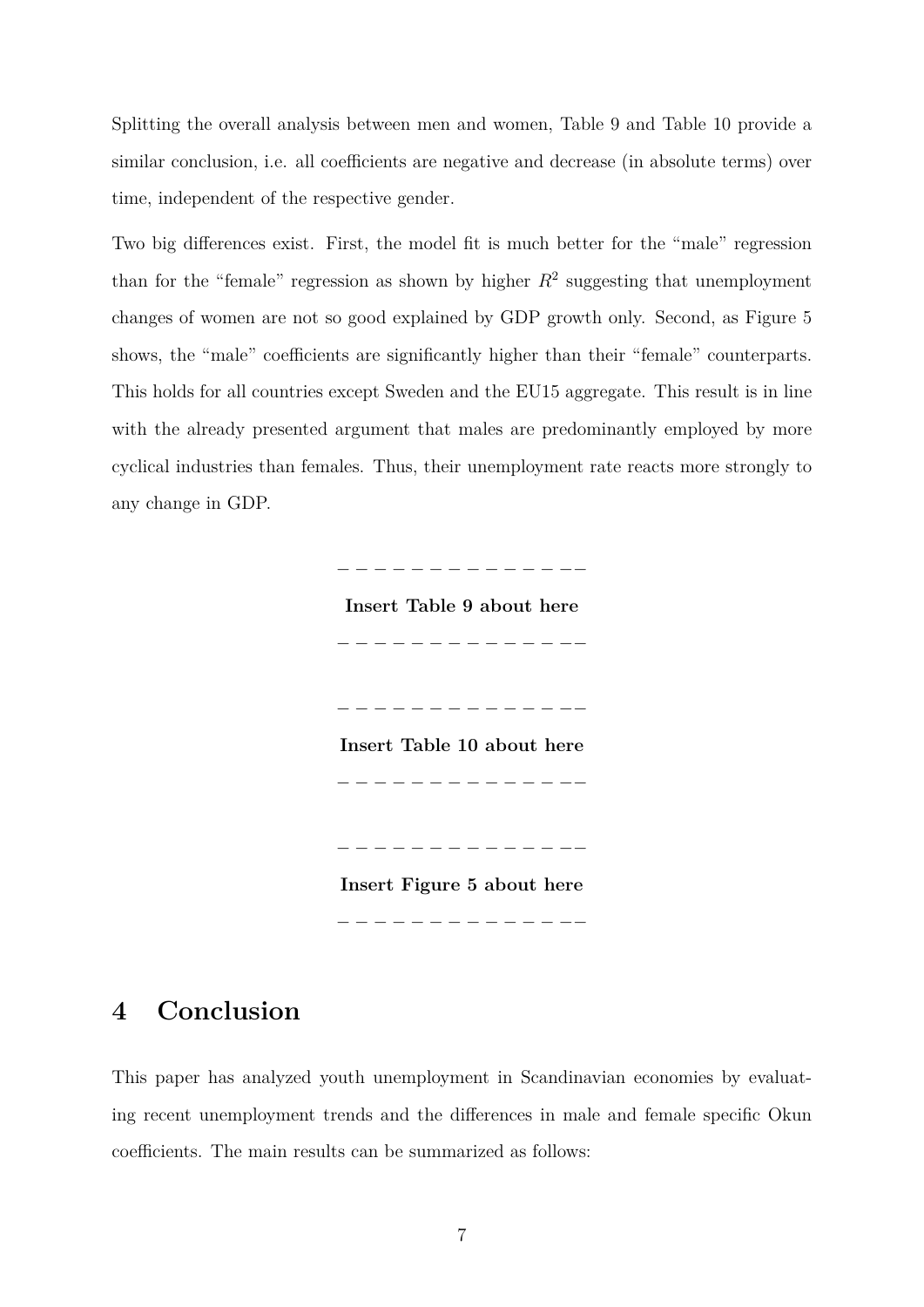Splitting the overall analysis between men and women, Table 9 and Table 10 provide a similar conclusion, i.e. all coefficients are negative and decrease (in absolute terms) over time, independent of the respective gender.

Two big differences exist. First, the model fit is much better for the "male" regression than for the "female" regression as shown by higher $R^2$ suggesting that unemployment changes of women are not so good explained by GDP growth only. Second, as Figure 5 shows, the "male" coefficients are significantly higher than their "female" counterparts. This holds for all countries except Sweden and the EU15 aggregate. This result is in line with the already presented argument that males are predominantly employed by more cyclical industries than females. Thus, their unemployment rate reacts more strongly to any change in GDP.

– – – – – – – – – – – – – –

**Insert Table 9 about here**

– – – – – – – – – – – – – –

– – – – – – – – – – – – – –

**Insert Table 10 about here**

– – – – – – – – – – – – – –

– – – – – – – – – – – – – –

**Insert Figure 5 about here**

– – – – – – – – – – – – – –

# 4 Conclusion

This paper has analyzed youth unemployment in Scandinavian economies by evaluating recent unemployment trends and the differences in male and female specific Okun coefficients. The main results can be summarized as follows: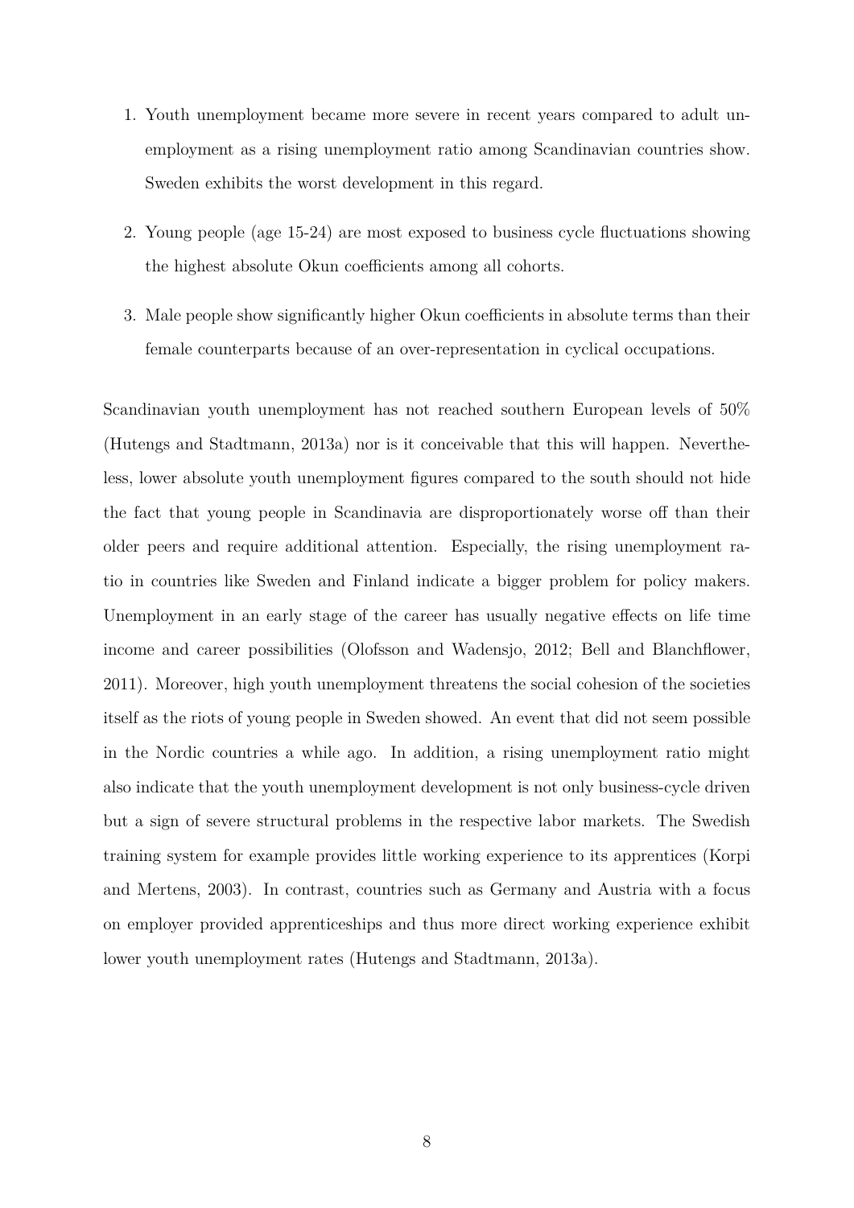1. Youth unemployment became more severe in recent years compared to adult unemployment as a rising unemployment ratio among Scandinavian countries show. Sweden exhibits the worst development in this regard.

2. Young people (age 15-24) are most exposed to business cycle fluctuations showing the highest absolute Okun coefficients among all cohorts.

3. Male people show significantly higher Okun coefficients in absolute terms than their female counterparts because of an over-representation in cyclical occupations.

Scandinavian youth unemployment has not reached southern European levels of 50% (Hutengs and Stadtmann, 2013a) nor is it conceivable that this will happen. Nevertheless, lower absolute youth unemployment figures compared to the south should not hide the fact that young people in Scandinavia are disproportionately worse off than their older peers and require additional attention. Especially, the rising unemployment ratio in countries like Sweden and Finland indicate a bigger problem for policy makers. Unemployment in an early stage of the career has usually negative effects on life time income and career possibilities (Olofsson and Wadensjo, 2012; Bell and Blanchflower, 2011). Moreover, high youth unemployment threatens the social cohesion of the societies itself as the riots of young people in Sweden showed. An event that did not seem possible in the Nordic countries a while ago. In addition, a rising unemployment ratio might also indicate that the youth unemployment development is not only business-cycle driven but a sign of severe structural problems in the respective labor markets. The Swedish training system for example provides little working experience to its apprentices (Korpi and Mertens, 2003). In contrast, countries such as Germany and Austria with a focus on employer provided apprenticeships and thus more direct working experience exhibit lower youth unemployment rates (Hutengs and Stadtmann, 2013a).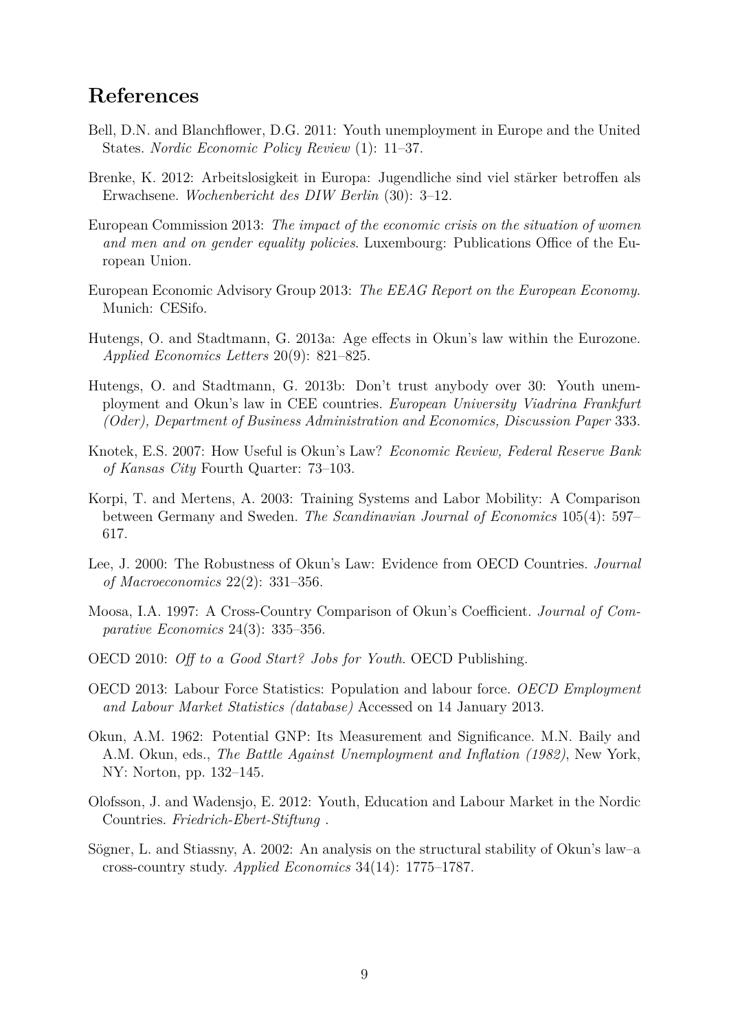## References

Bell, D.N. and Blanchflower, D.G. 2011: Youth unemployment in Europe and the United States. *Nordic Economic Policy Review* (1): 11–37.

Brenke, K. 2012: Arbeitslosigkeit in Europa: Jugendliche sind viel stärker betroffen als Erwachsene. *Wochenbericht des DIW Berlin* (30): 3–12.

European Commission 2013: *The impact of the economic crisis on the situation of women and men and on gender equality policies*. Luxembourg: Publications Office of the European Union.

European Economic Advisory Group 2013: *The EEAG Report on the European Economy*. Munich: CESifo.

Hutengs, O. and Stadtmann, G. 2013a: Age effects in Okun's law within the Eurozone. *Applied Economics Letters* 20(9): 821–825.

Hutengs, O. and Stadtmann, G. 2013b: Don't trust anybody over 30: Youth unemployment and Okun's law in CEE countries. *European University Viadrina Frankfurt (Oder), Department of Business Administration and Economics, Discussion Paper* 333.

Knotek, E.S. 2007: How Useful is Okun's Law? *Economic Review, Federal Reserve Bank of Kansas City* Fourth Quarter: 73–103.

Korpi, T. and Mertens, A. 2003: Training Systems and Labor Mobility: A Comparison between Germany and Sweden. *The Scandinavian Journal of Economics* 105(4): 597–617.

Lee, J. 2000: The Robustness of Okun's Law: Evidence from OECD Countries. *Journal of Macroeconomics* 22(2): 331–356.

Moosa, I.A. 1997: A Cross-Country Comparison of Okun's Coefficient. *Journal of Comparative Economics* 24(3): 335–356.

OECD 2010: *Off to a Good Start? Jobs for Youth*. OECD Publishing.

OECD 2013: Labour Force Statistics: Population and labour force. *OECD Employment and Labour Market Statistics (database)* Accessed on 14 January 2013.

Okun, A.M. 1962: Potential GNP: Its Measurement and Significance. M.N. Baily and A.M. Okun, eds., *The Battle Against Unemployment and Inflation (1982)*, New York, NY: Norton, pp. 132–145.

Olofsson, J. and Wadensjo, E. 2012: Youth, Education and Labour Market in the Nordic Countries. *Friedrich-Ebert-Stiftung* .

Sögner, L. and Stiassny, A. 2002: An analysis on the structural stability of Okun's law–a cross-country study. *Applied Economics* 34(14): 1775–1787.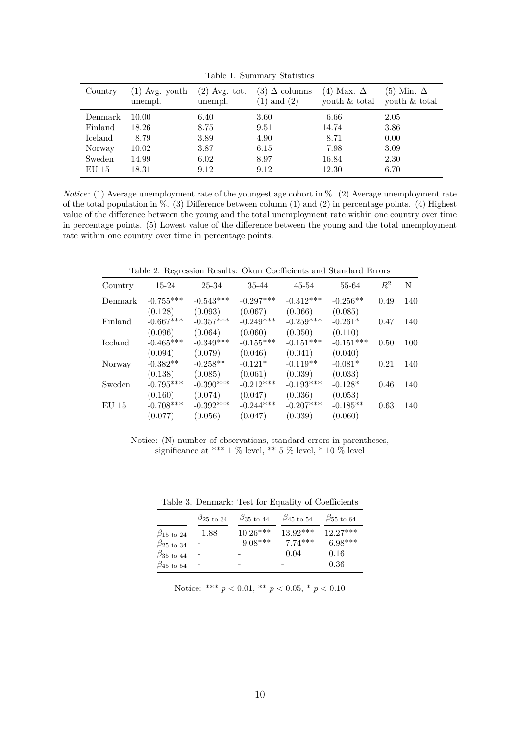Table 1. Summary Statistics

| Country | (1) Avg. youth unempl. | (2) Avg. tot. unempl. | (3) $\Delta$ columns (1) and (2) | (4) Max. $\Delta$ youth & total | (5) Min. $\Delta$ youth & total |
|---|---|---|---|---|---|
| Denmark | 10.00 | 6.40 | 3.60 | 6.66 | 2.05 |
| Finland | 18.26 | 8.75 | 9.51 | 14.74 | 3.86 |
| Iceland | 8.79 | 3.89 | 4.90 | 8.71 | 0.00 |
| Norway | 10.02 | 3.87 | 6.15 | 7.98 | 3.09 |
| Sweden | 14.99 | 6.02 | 8.97 | 16.84 | 2.30 |
| EU 15 | 18.31 | 9.12 | 9.12 | 12.30 | 6.70 |

*Notice:* (1) Average unemployment rate of the youngest age cohort in %. (2) Average unemployment rate of the total population in %. (3) Difference between column (1) and (2) in percentage points. (4) Highest value of the difference between the young and the total unemployment rate within one country over time in percentage points. (5) Lowest value of the difference between the young and the total unemployment rate within one country over time in percentage points.

Table 2. Regression Results: Okun Coefficients and Standard Errors

| Country | 15-24 | 25-34 | 35-44 | 45-54 | 55-64 | $R^2$ | N |
|---|---|---|---|---|---|---|---|
| Denmark | -0.755*** | -0.543*** | -0.297*** | -0.312*** | -0.256** | 0.49 | 140 |
| | (0.128) | (0.093) | (0.067) | (0.066) | (0.085) | | |
| Finland | -0.667*** | -0.357*** | -0.249*** | -0.259*** | -0.261* | 0.47 | 140 |
| | (0.096) | (0.064) | (0.060) | (0.050) | (0.110) | | |
| Iceland | -0.465*** | -0.349*** | -0.155*** | -0.151*** | -0.151*** | 0.50 | 100 |
| | (0.094) | (0.079) | (0.046) | (0.041) | (0.040) | | |
| Norway | -0.382** | -0.258** | -0.121* | -0.119** | -0.081* | 0.21 | 140 |
| | (0.138) | (0.085) | (0.061) | (0.039) | (0.033) | | |
| Sweden | -0.795*** | -0.390*** | -0.212*** | -0.193*** | -0.128* | 0.46 | 140 |
| | (0.160) | (0.074) | (0.047) | (0.036) | (0.053) | | |
| EU 15 | -0.708*** | -0.392*** | -0.244*** | -0.207*** | -0.185** | 0.63 | 140 |
| | (0.077) | (0.056) | (0.047) | (0.039) | (0.060) | | |

Notice: (N) number of observations, standard errors in parentheses, significance at *** 1 % level, ** 5 % level, * 10 % level

Table 3. Denmark: Test for Equality of Coefficients

| | $\beta_{25 \text{ to } 34}$ | $\beta_{35 \text{ to } 44}$ | $\beta_{45 \text{ to } 54}$ | $\beta_{55 \text{ to } 64}$ |
|---|---|---|---|---|
| $\beta_{15 \text{ to } 24}$ | 1.88 | 10.26*** | 13.92*** | 12.27*** |
| $\beta_{25 \text{ to } 34}$ | - | 9.08*** | 7.74*** | 6.98*** |
| $\beta_{35 \text{ to } 44}$ | - | - | 0.04 | 0.16 |
| $\beta_{45 \text{ to } 54}$ | - | - | - | 0.36 |

Notice: *** $p < 0.01$, ** $p < 0.05$, * $p < 0.10$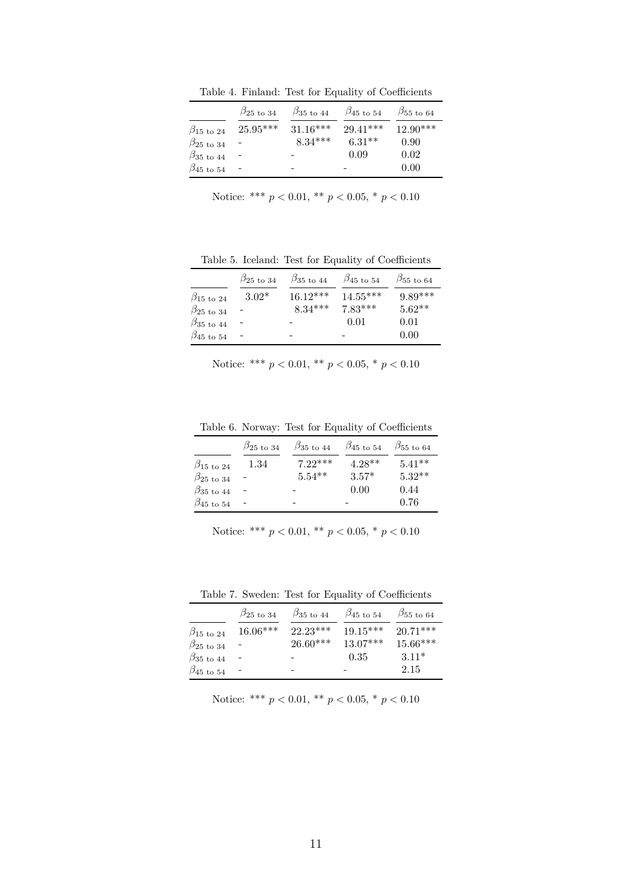Table 4. Finland: Test for Equality of Coefficients

| | $\beta_{25\text{ to }34}$ | $\beta_{35\text{ to }44}$ | $\beta_{45\text{ to }54}$ | $\beta_{55\text{ to }64}$ |
|---|---|---|---|---|
| $\beta_{15\text{ to }24}$ | 25.95*** | 31.16*** | 29.41*** | 12.90*** |
| $\beta_{25\text{ to }34}$ | - | 8.34*** | 6.31** | 0.90 |
| $\beta_{35\text{ to }44}$ | - | - | 0.09 | 0.02 |
| $\beta_{45\text{ to }54}$ | - | - | - | 0.00 |

Notice: *** $p < 0.01$, ** $p < 0.05$, * $p < 0.10$

Table 5. Iceland: Test for Equality of Coefficients

| | $\beta_{25\text{ to }34}$ | $\beta_{35\text{ to }44}$ | $\beta_{45\text{ to }54}$ | $\beta_{55\text{ to }64}$ |
|---|---|---|---|---|
| $\beta_{15\text{ to }24}$ | 3.02* | 16.12*** | 14.55*** | 9.89*** |
| $\beta_{25\text{ to }34}$ | - | 8.34*** | 7.83*** | 5.62** |
| $\beta_{35\text{ to }44}$ | - | - | 0.01 | 0.01 |
| $\beta_{45\text{ to }54}$ | - | - | - | 0.00 |

Notice: *** $p < 0.01$, ** $p < 0.05$, * $p < 0.10$

Table 6. Norway: Test for Equality of Coefficients

| | $\beta_{25\text{ to }34}$ | $\beta_{35\text{ to }44}$ | $\beta_{45\text{ to }54}$ | $\beta_{55\text{ to }64}$ |
|---|---|---|---|---|
| $\beta_{15\text{ to }24}$ | 1.34 | 7.22*** | 4.28** | 5.41** |
| $\beta_{25\text{ to }34}$ | - | 5.54** | 3.57* | 5.32** |
| $\beta_{35\text{ to }44}$ | - | - | 0.00 | 0.44 |
| $\beta_{45\text{ to }54}$ | - | - | - | 0.76 |

Notice: *** $p < 0.01$, ** $p < 0.05$, * $p < 0.10$

Table 7. Sweden: Test for Equality of Coefficients

| | $\beta_{25\text{ to }34}$ | $\beta_{35\text{ to }44}$ | $\beta_{45\text{ to }54}$ | $\beta_{55\text{ to }64}$ |
|---|---|---|---|---|
| $\beta_{15\text{ to }24}$ | 16.06*** | 22.23*** | 19.15*** | 20.71*** |
| $\beta_{25\text{ to }34}$ | - | 26.60*** | 13.07*** | 15.66*** |
| $\beta_{35\text{ to }44}$ | - | - | 0.35 | 3.11* |
| $\beta_{45\text{ to }54}$ | - | - | - | 2.15 |

Notice: *** $p < 0.01$, ** $p < 0.05$, * $p < 0.10$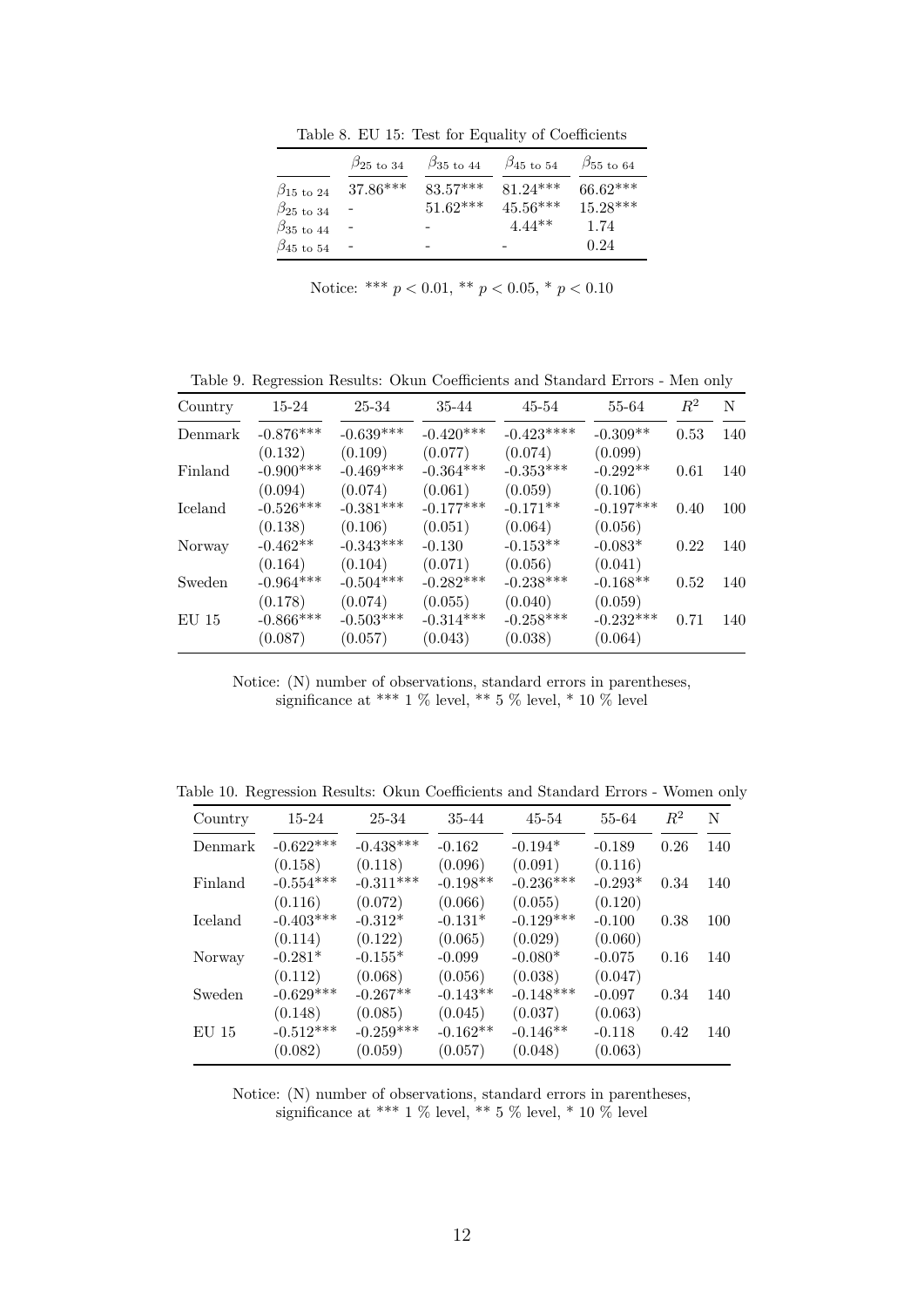Table 8. EU 15: Test for Equality of Coefficients

| | $\beta_{25 \text{ to } 34}$ | $\beta_{35 \text{ to } 44}$ | $\beta_{45 \text{ to } 54}$ | $\beta_{55 \text{ to } 64}$ |
|---|---|---|---|---|
| $\beta_{15 \text{ to } 24}$ | 37.86*** | 83.57*** | 81.24*** | 66.62*** |
| $\beta_{25 \text{ to } 34}$ | - | 51.62*** | 45.56*** | 15.28*** |
| $\beta_{35 \text{ to } 44}$ | - | - | 4.44** | 1.74 |
| $\beta_{45 \text{ to } 54}$ | - | - | - | 0.24 |

Notice: *** $p < 0.01$, ** $p < 0.05$, * $p < 0.10$

Table 9. Regression Results: Okun Coefficients and Standard Errors - Men only

| Country | 15-24 | 25-34 | 35-44 | 45-54 | 55-64 | $R^2$ | N |
|---|---|---|---|---|---|---|---|
| Denmark | -0.876*** | -0.639*** | -0.420*** | -0.423**** | -0.309** | 0.53 | 140 |
| | (0.132) | (0.109) | (0.077) | (0.074) | (0.099) | | |
| Finland | -0.900*** | -0.469*** | -0.364*** | -0.353*** | -0.292** | 0.61 | 140 |
| | (0.094) | (0.074) | (0.061) | (0.059) | (0.106) | | |
| Iceland | -0.526*** | -0.381*** | -0.177*** | -0.171** | -0.197*** | 0.40 | 100 |
| | (0.138) | (0.106) | (0.051) | (0.064) | (0.056) | | |
| Norway | -0.462** | -0.343*** | -0.130 | -0.153** | -0.083* | 0.22 | 140 |
| | (0.164) | (0.104) | (0.071) | (0.056) | (0.041) | | |
| Sweden | -0.964*** | -0.504*** | -0.282*** | -0.238*** | -0.168** | 0.52 | 140 |
| | (0.178) | (0.074) | (0.055) | (0.040) | (0.059) | | |
| EU 15 | -0.866*** | -0.503*** | -0.314*** | -0.258*** | -0.232*** | 0.71 | 140 |
| | (0.087) | (0.057) | (0.043) | (0.038) | (0.064) | | |

Notice: (N) number of observations, standard errors in parentheses, significance at *** 1 % level, ** 5 % level, * 10 % level

Table 10. Regression Results: Okun Coefficients and Standard Errors - Women only

| Country | 15-24 | 25-34 | 35-44 | 45-54 | 55-64 | $R^2$ | N |
|---|---|---|---|---|---|---|---|
| Denmark | -0.622*** | -0.438*** | -0.162 | -0.194* | -0.189 | 0.26 | 140 |
| | (0.158) | (0.118) | (0.096) | (0.091) | (0.116) | | |
| Finland | -0.554*** | -0.311*** | -0.198** | -0.236*** | -0.293* | 0.34 | 140 |
| | (0.116) | (0.072) | (0.066) | (0.055) | (0.120) | | |
| Iceland | -0.403*** | -0.312* | -0.131* | -0.129*** | -0.100 | 0.38 | 100 |
| | (0.114) | (0.122) | (0.065) | (0.029) | (0.060) | | |
| Norway | -0.281* | -0.155* | -0.099 | -0.080* | -0.075 | 0.16 | 140 |
| | (0.112) | (0.068) | (0.056) | (0.038) | (0.047) | | |
| Sweden | -0.629*** | -0.267** | -0.143** | -0.148*** | -0.097 | 0.34 | 140 |
| | (0.148) | (0.085) | (0.045) | (0.037) | (0.063) | | |
| EU 15 | -0.512*** | -0.259*** | -0.162** | -0.146** | -0.118 | 0.42 | 140 |
| | (0.082) | (0.059) | (0.057) | (0.048) | (0.063) | | |

Notice: (N) number of observations, standard errors in parentheses, significance at *** 1 % level, ** 5 % level, * 10 % level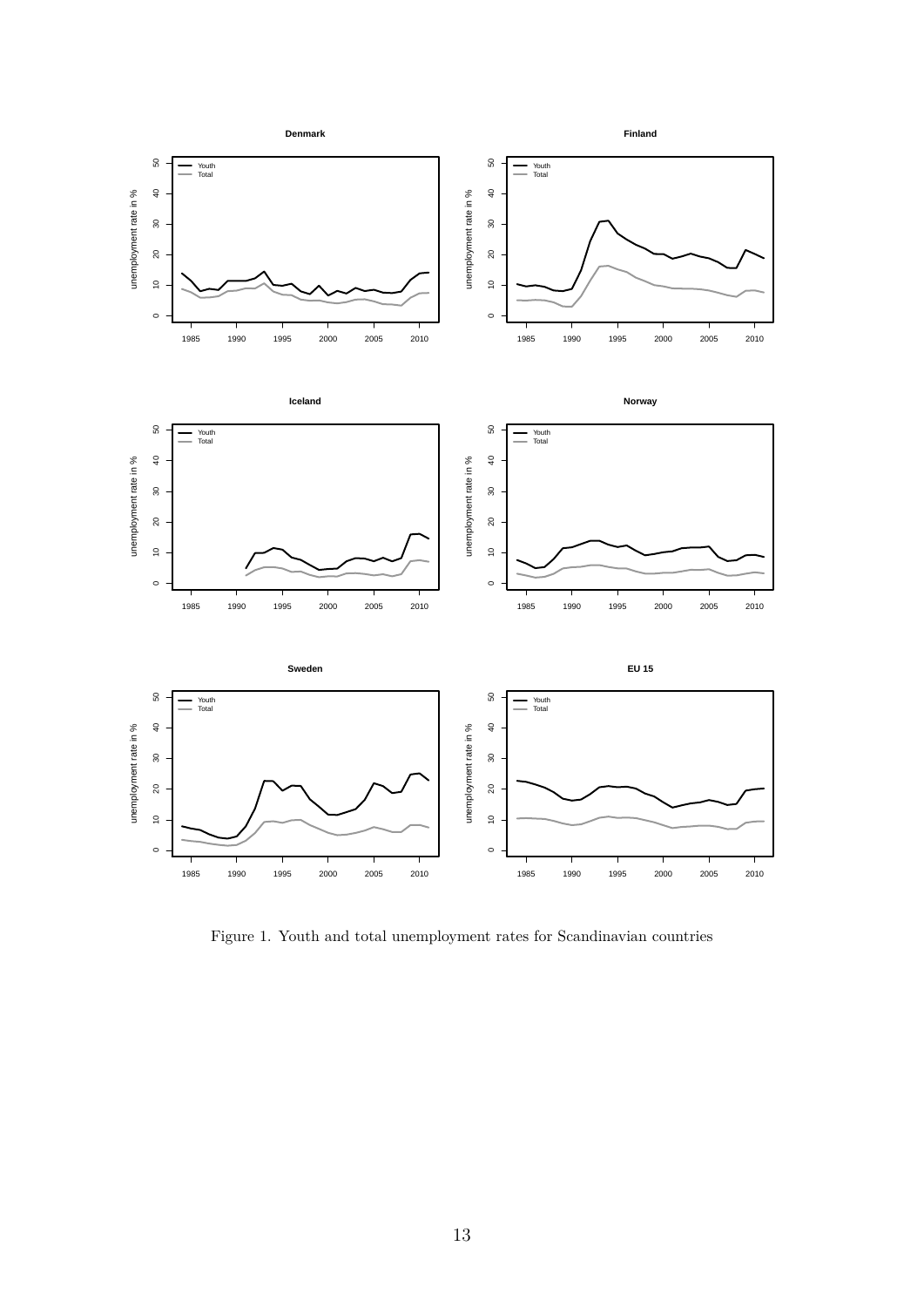Figure 1. Youth and total unemployment rates for Scandinavian countries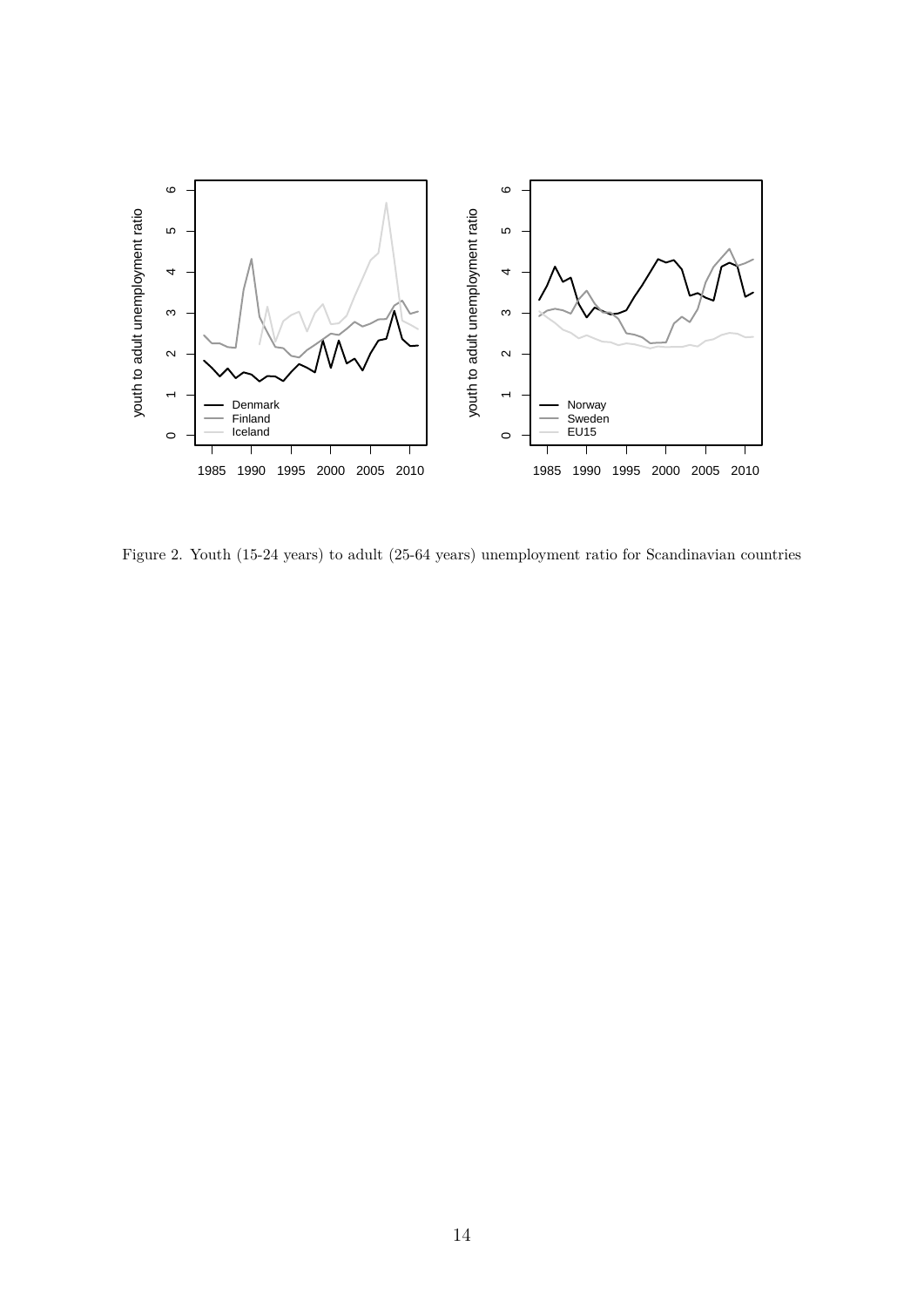Figure 2. Youth (15-24 years) to adult (25-64 years) unemployment ratio for Scandinavian countries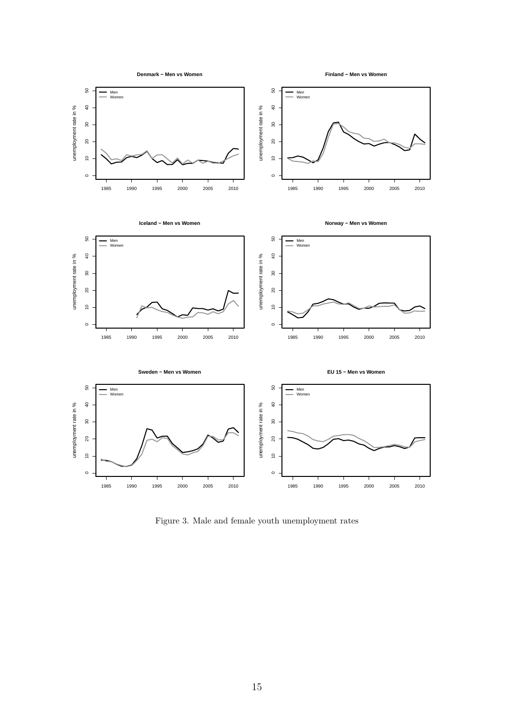Figure 3. Male and female youth unemployment rates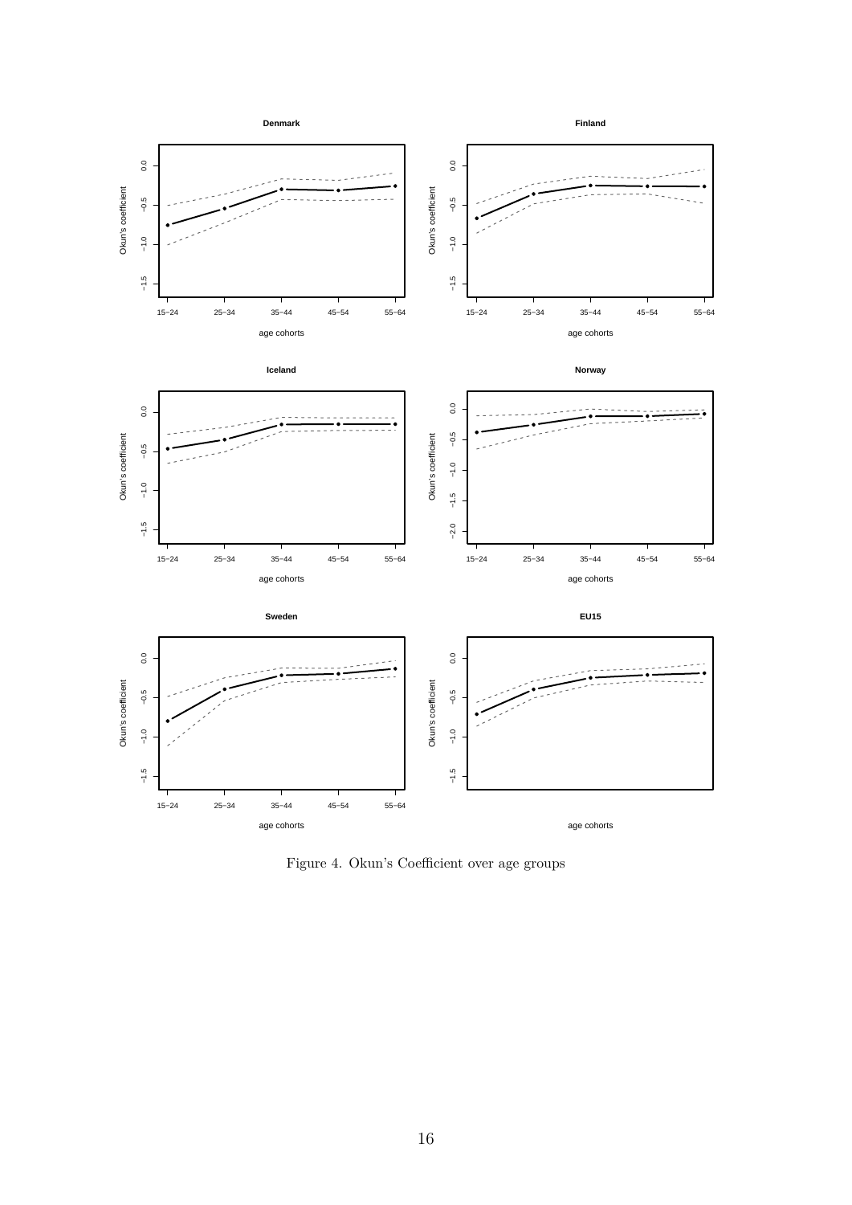Figure 4. Okun's Coefficient over age groups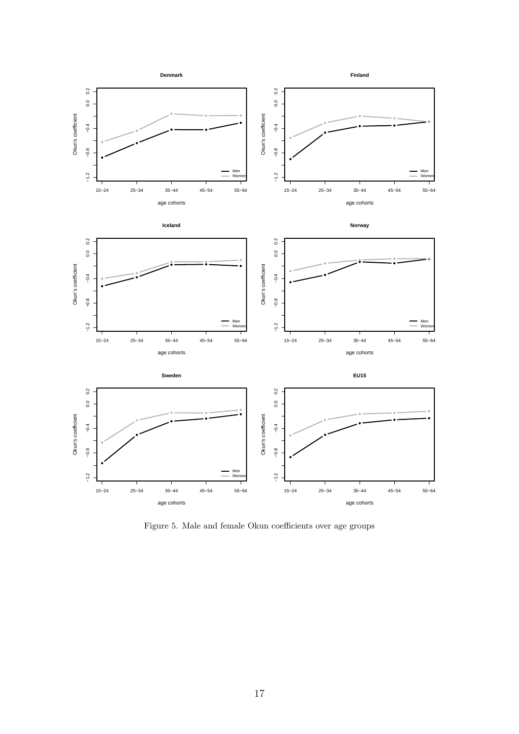Denmark

Okun's coefficient

0.2
0.0
−0.4
−0.8
−1.2

15−24
25−34
35−44
45−54
55−64

age cohorts

Men
Women

Finland

Okun's coefficient

0.2
0.0
−0.4
−0.8
−1.2

15−24
25−34
35−44
45−54
55−64

age cohorts

Men
Women

Iceland

Okun's coefficient

0.2
0.0
−0.4
−0.8
−1.2

15−24
25−34
35−44
45−54
55−64

age cohorts

Men
Women

Norway

Okun's coefficient

0.2
0.0
−0.4
−0.8
−1.2

15−24
25−34
35−44
45−54
55−64

age cohorts

Men
Women

Sweden

Okun's coefficient

0.2
0.0
−0.4
−0.8
−1.2

15−24
25−34
35−44
45−54
55−64

age cohorts

Men
Women

EU15

Okun's coefficient

0.2
0.0
−0.4
−0.8
−1.2

15−24
25−34
35−44
45−54
55−64

age cohorts

Men
Women

Figure 5. Male and female Okun coefficients over age groups